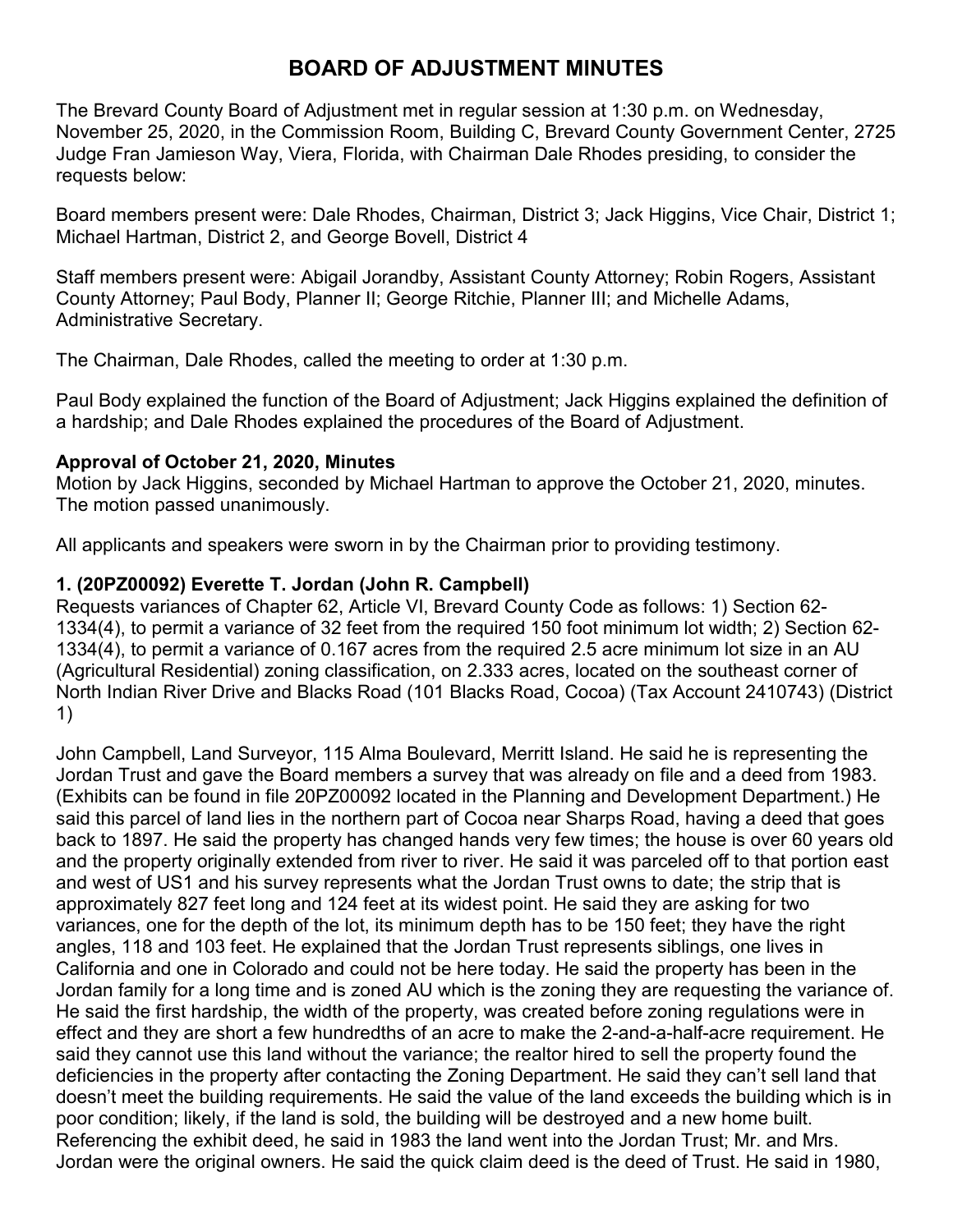# BOARD OF ADJUSTMENT MINUTES

The Brevard County Board of Adjustment met in regular session at 1:30 p.m. on Wednesday, November 25, 2020, in the Commission Room, Building C, Brevard County Government Center, 2725 Judge Fran Jamieson Way, Viera, Florida, with Chairman Dale Rhodes presiding, to consider the requests below:

Board members present were: Dale Rhodes, Chairman, District 3; Jack Higgins, Vice Chair, District 1; Michael Hartman, District 2, and George Bovell, District 4

Staff members present were: Abigail Jorandby, Assistant County Attorney; Robin Rogers, Assistant County Attorney; Paul Body, Planner II; George Ritchie, Planner III; and Michelle Adams, Administrative Secretary.

The Chairman, Dale Rhodes, called the meeting to order at 1:30 p.m.

Paul Body explained the function of the Board of Adjustment; Jack Higgins explained the definition of a hardship; and Dale Rhodes explained the procedures of the Board of Adjustment.

**Approval of October 21, 2020, Minutes**

Motion by Jack Higgins, seconded by Michael Hartman to approve the October 21, 2020, minutes. The motion passed unanimously.

All applicants and speakers were sworn in by the Chairman prior to providing testimony.

**1. (20PZ00092) Everette T. Jordan (John R. Campbell)**

Requests variances of Chapter 62, Article VI, Brevard County Code as follows: 1) Section 62-1334(4), to permit a variance of 32 feet from the required 150 foot minimum lot width; 2) Section 62-1334(4), to permit a variance of 0.167 acres from the required 2.5 acre minimum lot size in an AU (Agricultural Residential) zoning classification, on 2.333 acres, located on the southeast corner of North Indian River Drive and Blacks Road (101 Blacks Road, Cocoa) (Tax Account 2410743) (District 1)

John Campbell, Land Surveyor, 115 Alma Boulevard, Merritt Island. He said he is representing the Jordan Trust and gave the Board members a survey that was already on file and a deed from 1983. (Exhibits can be found in file 20PZ00092 located in the Planning and Development Department.) He said this parcel of land lies in the northern part of Cocoa near Sharps Road, having a deed that goes back to 1897. He said the property has changed hands very few times; the house is over 60 years old and the property originally extended from river to river. He said it was parceled off to that portion east and west of US1 and his survey represents what the Jordan Trust owns to date; the strip that is approximately 827 feet long and 124 feet at its widest depth. He said they are asking for two variances, one for the depth of the lot, its minimum depth has to be 150 feet; they have the right angles, 118 and 103 feet. He explained that the Jordan Trust represents siblings, one lives in California and one in Colorado and could not be here today. He said the property has been in the Jordan family for a long time and is zoned AU which is the zoning they are requesting the variance of. He said the first hardship, the width of the property, was created before zoning regulations were in effect and they are short a few hundredths of an acre to make the 2-and-a-half-acre requirement. He said they cannot use this land without the variance; the realtor hired to sell the property found the deficiencies in the property after contacting the Zoning Department. He said they can't sell land that doesn't meet the building requirements. He said the value of the land exceeds the building which is in poor condition; likely, if the land is sold, the building will be destroyed and a new home built. Referencing the exhibit deed, he said in 1983 the land went into the Jordan Trust; Mr. and Mrs. Jordan were the original owners. He said the quick claim deed is the deed of Trust. He said in 1980,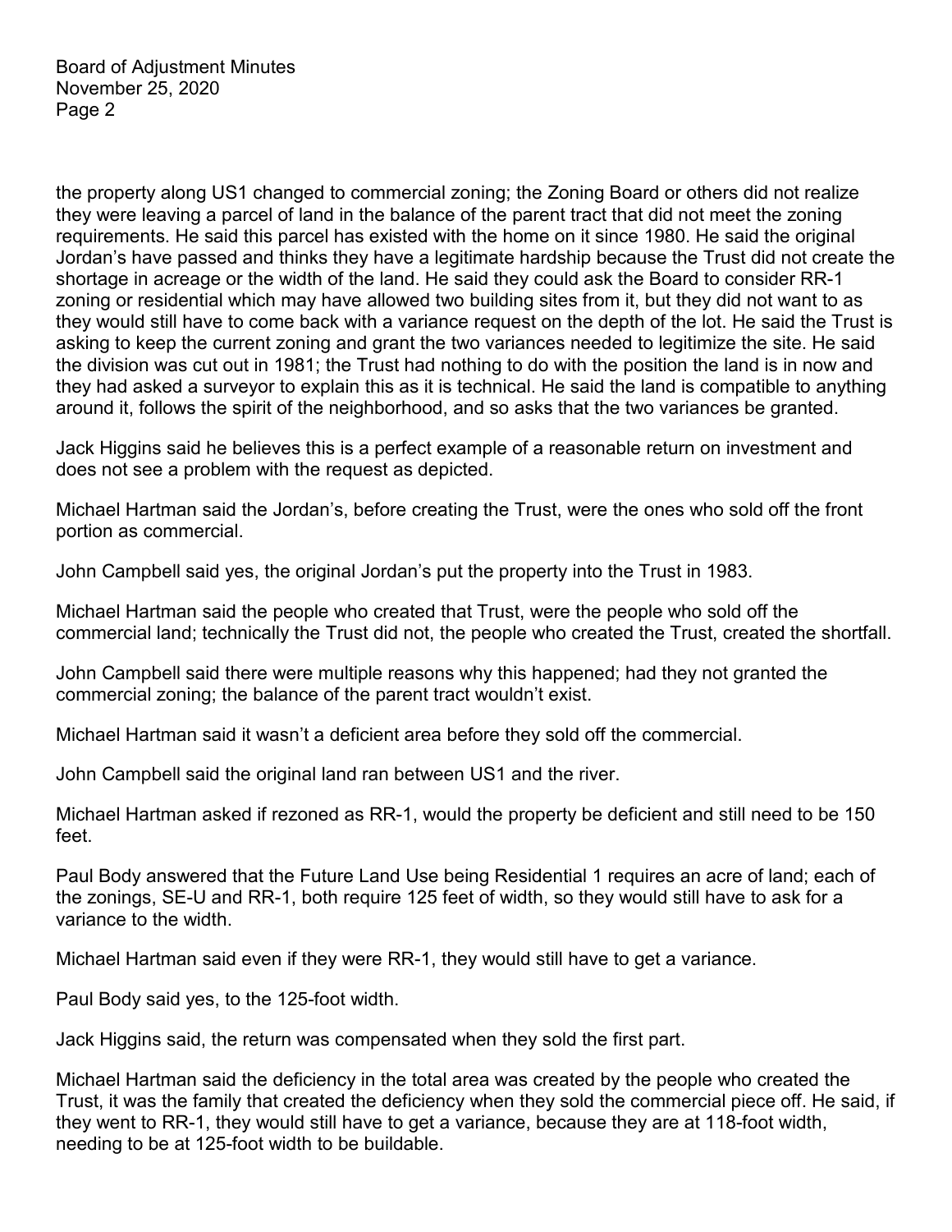the property along US1 changed to commercial zoning; the Zoning Board or others did not realize they were leaving a parcel of land in the balance of the parent tract that did not meet the zoning requirements. He said this parcel has existed with the home on it since 1980. He said the original Jordan's have passed and thinks they have a legitimate hardship because the Trust did not create the shortage in acreage or the width of the land. He said they could ask the Board to consider RR-1 zoning or residential which may have allowed two building sites from it, but they did not want to as they would still have to come back with a variance request on the depth of the lot. He said the Trust is asking to keep the current zoning and grant the two variances needed to legitimize the site. He said the division was cut out in 1981; the Trust had nothing to do with the position the land is in now and they had asked a surveyor to explain this as it is technical. He said the land is compatible to anything around it, follows the spirit of the neighborhood, and so asks that the two variances be granted.

Jack Higgins said he believes this is a perfect example of a reasonable return on investment and does not see a problem with the request as depicted.

Michael Hartman said the Jordan's, before creating the Trust, were the ones who sold off the front portion as commercial.

John Campbell said yes, the original Jordan's put the property into the Trust in 1983.

Michael Hartman said the people who created that Trust, were the people who sold off the commercial land; technically the Trust did not, the people who created the Trust, created the shortfall.

John Campbell said there were multiple reasons why this happened; had they not granted the commercial zoning; the balance of the parent tract wouldn't exist.

Michael Hartman said it wasn't a deficient area before they sold off the commercial.

John Campbell said the original land ran between US1 and the river.

Michael Hartman asked if rezoned as RR-1, would the property be deficient and still need to be 150 feet.

Paul Body answered that the Future Land Use being Residential 1 requires an acre of land; each of the zonings, SE-U and RR-1, both require 125 feet of width, so they would still have to ask for a variance to the width.

Michael Hartman said even if they were RR-1, they would still have to get a variance.

Paul Body said yes, to the 125-foot width.

Jack Higgins said, the return was compensated when they sold the first part.

Michael Hartman said the deficiency in the total area was created by the people who created the Trust, it was the family that created the deficiency when they sold the commercial piece off. He said, if they went to RR-1, they would still have to get a variance, because they are at 118-foot width, needing to be at 125-foot width to be buildable.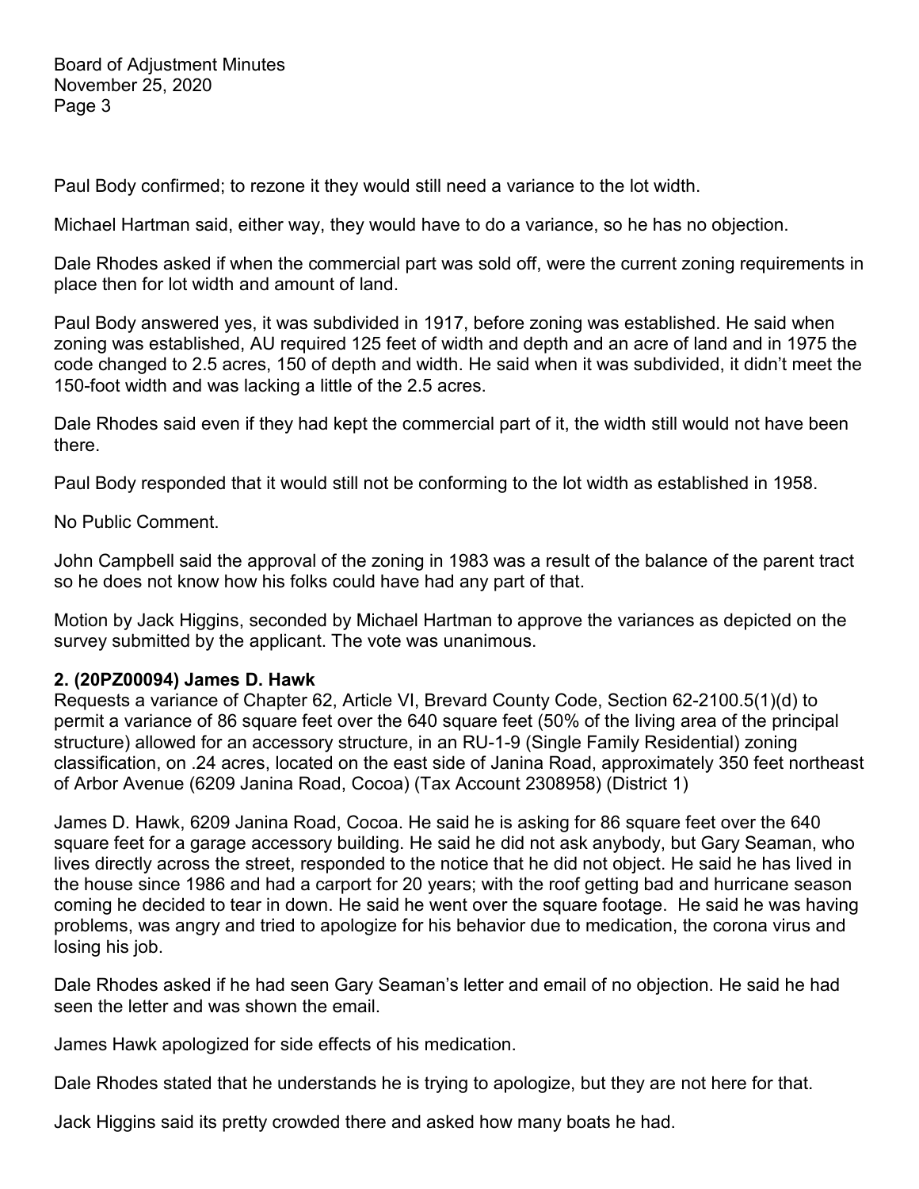Paul Body confirmed; to rezone it they would still need a variance to the lot width.

Michael Hartman said, either way, they would have to do a variance, so he has no objection.

Dale Rhodes asked if when the commercial part was sold off, were the current zoning requirements in place then for lot width and amount of land.

Paul Body answered yes, it was subdivided in 1917, before zoning was established. He said when zoning was established, AU required 125 feet of width and depth and an acre of land and in 1975 the code changed to 2.5 acres, 150 of depth and width. He said when it was subdivided, it didn't meet the 150-foot width and was lacking a little of the 2.5 acres.

Dale Rhodes said even if they had kept the commercial part of it, the width still would not have been there.

Paul Body responded that it would still not be conforming to the lot width as established in 1958.

No Public Comment.

John Campbell said the approval of the zoning in 1983 was a result of the balance of the parent tract so he does not know how his folks could have had any part of that.

Motion by Jack Higgins, seconded by Michael Hartman to approve the variances as depicted on the survey submitted by the applicant. The vote was unanimous.

**2. (20PZ00094) James D. Hawk**

Requests a variance of Chapter 62, Article VI, Brevard County Code, Section 62-2100.5(1)(d) to permit a variance of 86 square feet over the 640 square feet (50% of the living area of the principal structure) allowed for an accessory structure, in an RU-1-9 (Single Family Residential) zoning classification, on .24 acres, located on the east side of Janina Road, approximately 350 feet northeast of Arbor Avenue (6209 Janina Road, Cocoa) (Tax Account 2308958) (District 1)

James D. Hawk, 6209 Janina Road, Cocoa. He said he is asking for 86 square feet over the 640 square feet for a garage accessory building. He said he did not ask anybody, but Gary Seaman, who lives directly across the street, responded to the notice that he did not object. He said he has lived in the house since 1986 and had a carport for 20 years; with the roof getting bad and hurricane season coming he decided to tear in down. He said he went over the square footage. He said he was having problems, was angry and tried to apologize for his behavior due to medication, the corona virus and losing his job.

Dale Rhodes asked if he had seen Gary Seaman's letter and email of no objection. He said he had seen the letter and was shown the email.

James Hawk apologized for side effects of his medication.

Dale Rhodes stated that he understands he is trying to apologize, but they are not here for that.

Jack Higgins said its pretty crowded there and asked how many boats he had.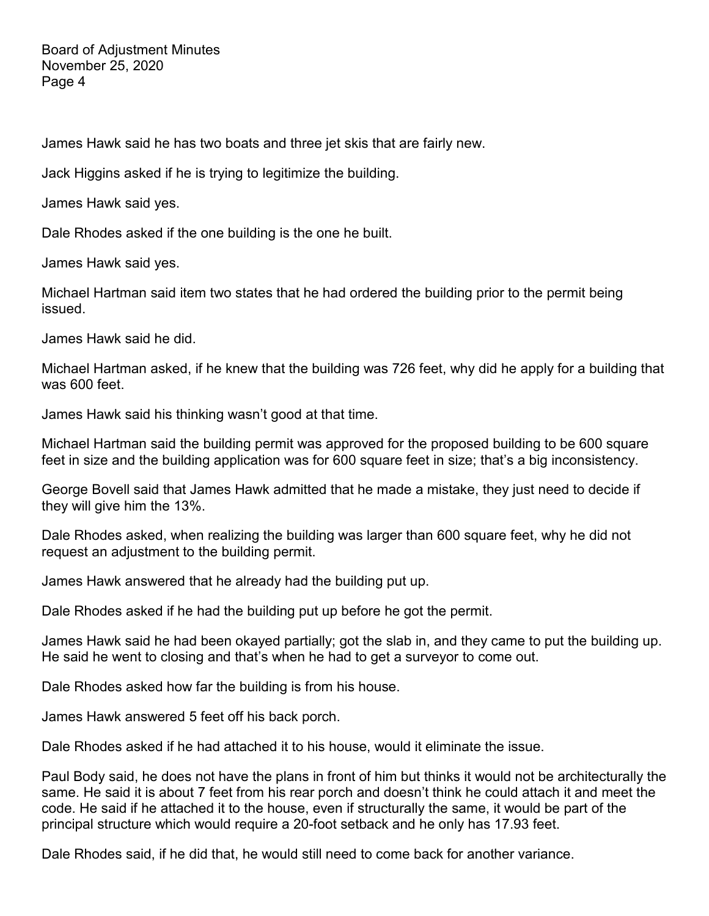James Hawk said he has two boats and three jet skis that are fairly new.

Jack Higgins asked if he is trying to legitimize the building.

James Hawk said yes.

Dale Rhodes asked if the one building is the one he built.

James Hawk said yes.

Michael Hartman said item two states that he had ordered the building prior to the permit being issued.

James Hawk said he did.

Michael Hartman asked, if he knew that the building was 726 feet, why did he apply for a building that was 600 feet.

James Hawk said his thinking wasn't good at that time.

Michael Hartman said the building permit was approved for the proposed building to be 600 square feet in size and the building application was for 600 square feet in size; that's a big inconsistency.

George Bovell said that James Hawk admitted that he made a mistake, they just need to decide if they will give him the 13%.

Dale Rhodes asked, when realizing the building was larger than 600 square feet, why he did not request an adjustment to the building permit.

James Hawk answered that he already had the building put up.

Dale Rhodes asked if he had the building put up before he got the permit.

James Hawk said he had been okayed partially; got the slab in, and they came to put the building up. He said he went to closing and that's when he had to get a surveyor to come out.

Dale Rhodes asked how far the building is from his house.

James Hawk answered 5 feet off his back porch.

Dale Rhodes asked if he had attached it to his house, would it eliminate the issue.

Paul Body said, he does not have the plans in front of him but thinks it would not be architecturally the same. He said it is about 7 feet from his rear porch and doesn't think he could attach it and meet the code. He said if he attached it to the house, even if structurally the same, it would be part of the principal structure which would require a 20-foot setback and he only has 17.93 feet.

Dale Rhodes said, if he did that, he would still need to come back for another variance.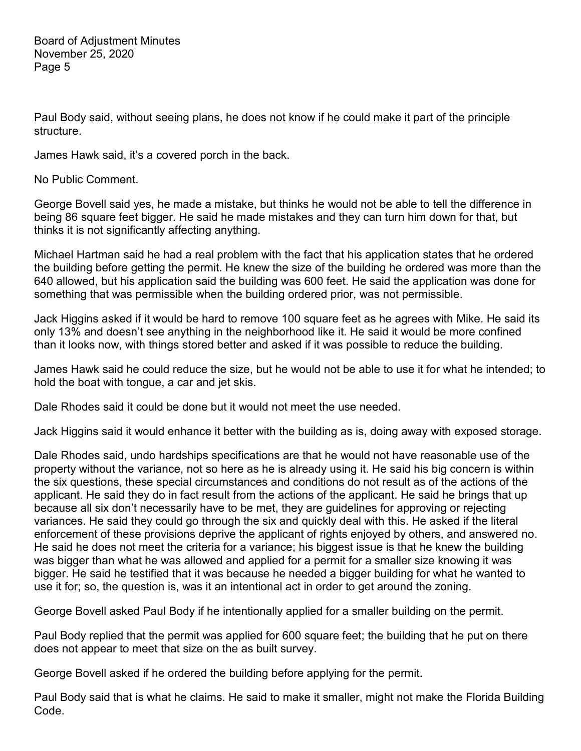Paul Body said, without seeing plans, he does not know if he could make it part of the principle structure.

James Hawk said, it's a covered porch in the back.

No Public Comment.

George Bovell said yes, he made a mistake, but thinks he would not be able to tell the difference in being 86 square feet bigger. He said he made mistakes and they can turn him down for that, but thinks it is not significantly affecting anything.

Michael Hartman said he had a real problem with the fact that his application states that he ordered the building before getting the permit. He knew the size of the building he ordered was more than the 640 allowed, but his application said the building was 600 feet. He said the application was done for something that was permissible when the building ordered prior, was not permissible.

Jack Higgins asked if it would be hard to remove 100 square feet as he agrees with Mike. He said its only 13% and doesn't see anything in the neighborhood like it. He said it would be more confined than it looks now, with things stored better and asked if it was possible to reduce the building.

James Hawk said he could reduce the size, but he would not be able to use it for what he intended; to hold the boat with tongue, a car and jet skis.

Dale Rhodes said it could be done but it would not meet the use needed.

Jack Higgins said it would enhance it better with the building as is, doing away with exposed storage.

Dale Rhodes said, undo hardships specifications are that he would not have reasonable use of the property without the variance, not so here as he is already using it. He said his big concern is within the six questions, these special circumstances and conditions do not result as of the actions of the applicant. He said they do in fact result from the actions of the applicant. He said he brings that up because all six don't necessarily have to be met, they are guidelines for approving or rejecting variances. He said they could go through the six and quickly deal with this. He asked if the literal enforcement of these provisions deprive the applicant of rights enjoyed by others, and answered no. He said he does not meet the criteria for a variance; his biggest issue is that he knew the building was bigger than what he was allowed and applied for a permit for a smaller size knowing it was bigger. He said he testified that it was because he needed a bigger building for what he wanted to use it for; so, the question is, was it an intentional act in order to get around the zoning.

George Bovell asked Paul Body if he intentionally applied for a smaller building on the permit.

Paul Body replied that the permit was applied for 600 square feet; the building that he put on there does not appear to meet that size on the as built survey.

George Bovell asked if he ordered the building before applying for the permit.

Paul Body said that is what he claims. He said to make it smaller, might not make the Florida Building Code.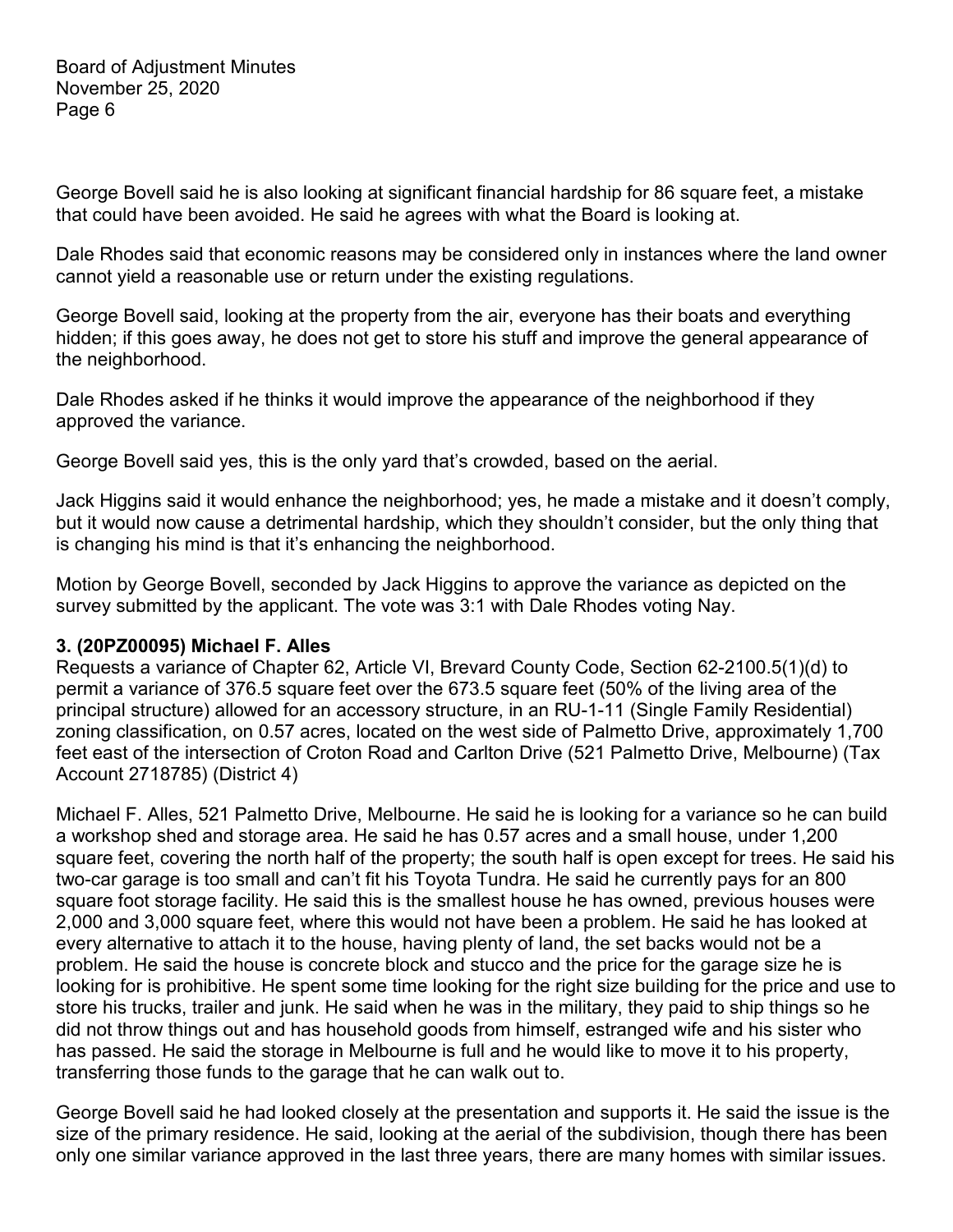George Bovell said he is also looking at significant financial hardship for 86 square feet, a mistake that could have been avoided. He said he agrees with what the Board is looking at.

Dale Rhodes said that economic reasons may be considered only in instances where the land owner cannot yield a reasonable use or return under the existing regulations.

George Bovell said, looking at the property from the air, everyone has their boats and everything hidden; if this goes away, he does not get to store his stuff and improve the general appearance of the neighborhood.

Dale Rhodes asked if he thinks it would improve the appearance of the neighborhood if they approved the variance.

George Bovell said yes, this is the only yard that's crowded, based on the aerial.

Jack Higgins said it would enhance the neighborhood; yes, he made a mistake and it doesn't comply, but it would now cause a detrimental hardship, which they shouldn't consider, but the only thing that is changing his mind is that it's enhancing the neighborhood.

Motion by George Bovell, seconded by Jack Higgins to approve the variance as depicted on the survey submitted by the applicant. The vote was 3:1 with Dale Rhodes voting Nay.

**3. (20PZ00095) Michael F. Alles**

Requests a variance of Chapter 62, Article VI, Brevard County Code, Section 62-2100.5(1)(d) to permit a variance of 376.5 square feet over the 673.5 square feet (50% of the living area of the principal structure) allowed for an accessory structure, in an RU-1-11 (Single Family Residential) zoning classification, on 0.57 acres, located on the west side of Palmetto Drive, approximately 1,700 feet east of the intersection of Croton Road and Carlton Drive (521 Palmetto Drive, Melbourne) (Tax Account 2718785) (District 4)

Michael F. Alles, 521 Palmetto Drive, Melbourne. He said he is looking for a variance so he can build a workshop shed and storage area. He said he has 0.57 acres and a small house, under 1,200 square feet, covering the north half of the property; the south half is open except for trees. He said his two-car garage is too small and can't fit his Toyota Tundra. He said he currently pays for an 800 square foot storage facility. He said this is the smallest house he has owned, previous houses were 2,000 and 3,000 square feet, where this would not have been a problem. He said he has looked at every alternative to attach it to the house, having plenty of land, the set backs would not be a problem. He said the house is concrete block and stucco and the price for the garage size he is looking for is prohibitive. He spent some time looking for the right size building for the price and use to store his trucks, trailer and junk. He said when he was in the military, they paid to ship things so he did not throw things out and has household goods from himself, estranged wife and his sister who has passed. He said the storage in Melbourne is full and he would like to move it to his property, transferring those funds to the garage that he can walk out to.

George Bovell said he had looked closely at the presentation and supports it. He said the issue is the size of the primary residence. He said, looking at the aerial of the subdivision, though there has been only one similar variance approved in the last three years, there are many homes with similar issues.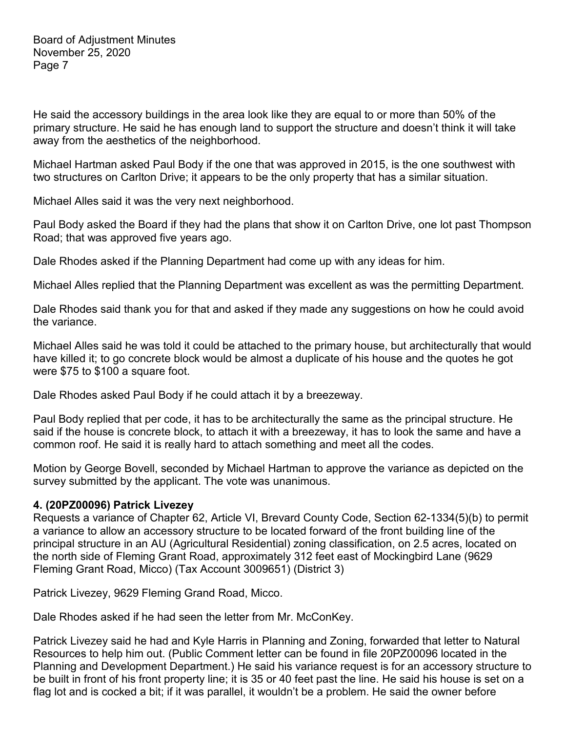He said the accessory buildings in the area look like they are equal to or more than 50% of the primary structure. He said he has enough land to support the structure and doesn't think it will take away from the aesthetics of the neighborhood.

Michael Hartman asked Paul Body if the one that was approved in 2015, is the one southwest with two structures on Carlton Drive; it appears to be the only property that has a similar situation.

Michael Alles said it was the very next neighborhood.

Paul Body asked the Board if they had the plans that show it on Carlton Drive, one lot past Thompson Road; that was approved five years ago.

Dale Rhodes asked if the Planning Department had come up with any ideas for him.

Michael Alles replied that the Planning Department was excellent as was the permitting Department.

Dale Rhodes said thank you for that and asked if they made any suggestions on how he could avoid the variance.

Michael Alles said he was told it could be attached to the primary house, but architecturally that would have killed it; to go concrete block would be almost a duplicate of his house and the quotes he got were $75 to $100 a square foot.

Dale Rhodes asked Paul Body if he could attach it by a breezeway.

Paul Body replied that per code, it has to be architecturally the same as the principal structure. He said if the house is concrete block, to attach it with a breezeway, it has to look the same and have a common roof. He said it is really hard to attach something and meet all the codes.

Motion by George Bovell, seconded by Michael Hartman to approve the variance as depicted on the survey submitted by the applicant. The vote was unanimous.

**4. (20PZ00096) Patrick Livezey**

Requests a variance of Chapter 62, Article VI, Brevard County Code, Section 62-1334(5)(b) to permit a variance to allow an accessory structure to be located forward of the front building line of the principal structure in an AU (Agricultural Residential) zoning classification, on 2.5 acres, located on the north side of Fleming Grant Road, approximately 312 feet east of Mockingbird Lane (9629 Fleming Grant Road, Micco) (Tax Account 3009651) (District 3)

Patrick Livezey, 9629 Fleming Grand Road, Micco.

Dale Rhodes asked if he had seen the letter from Mr. McConKey.

Patrick Livezey said he had and Kyle Harris in Planning and Zoning, forwarded that letter to Natural Resources to help him out. (Public Comment letter can be found in file 20PZ00096 located in the Planning and Development Department.) He said his variance request is for an accessory structure to be built in front of his front property line; it is 35 or 40 feet past the line. He said his house is set on a flag lot and is cocked a bit; if it was parallel, it wouldn't be a problem. He said the owner before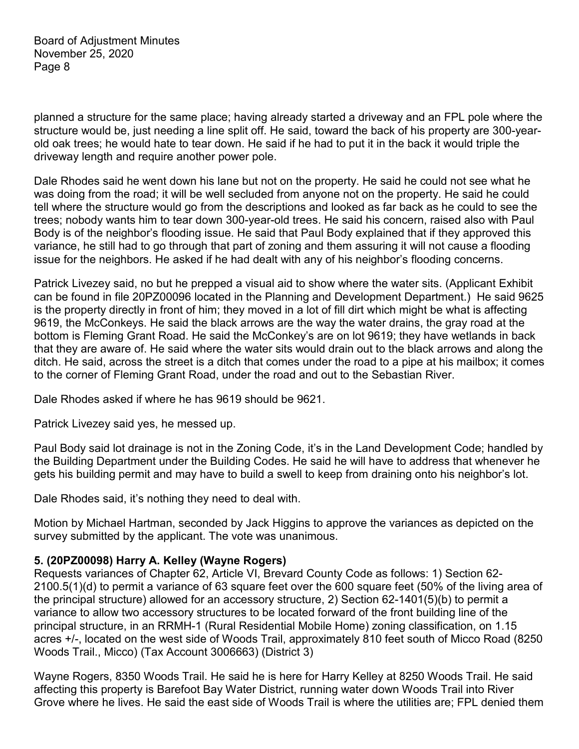planned a structure for the same place; having already started a driveway and an FPL pole where the structure would be, just needing a line split off. He said, toward the back of his property are 300-year-old oak trees; he would hate to tear down. He said if he had to put it in the back it would triple the driveway length and require another power pole.

Dale Rhodes said he went down his lane but not on the property. He said he could not see what he was doing from the road; it will be well secluded from anyone not on the property. He said he could tell where the structure would go from the descriptions and looked as far back as he could to see the trees; nobody wants him to tear down 300-year-old trees. He said his concern, raised also with Paul Body is of the neighbor's flooding issue. He said that Paul Body explained that if they approved this variance, he still had to go through that part of zoning and them assuring it will not cause a flooding issue for the neighbors. He asked if he had dealt with any of his neighbor's flooding concerns.

Patrick Livezey said, no but he prepped a visual aid to show where the water sits. (Applicant Exhibit can be found in file 20PZ00096 located in the Planning and Development Department.) He said 9625 is the property directly in front of him; they moved in a lot of fill dirt which might be what is affecting 9619, the McConkeys. He said the black arrows are the way the water drains, the gray road at the bottom is Fleming Grant Road. He said the McConkey's are on lot 9619; they have wetlands in back that they are aware of. He said where the water sits would drain out to the black arrows and along the ditch. He said, across the street is a ditch that comes under the road to a pipe at his mailbox; it comes to the corner of Fleming Grant Road, under the road and out to the Sebastian River.

Dale Rhodes asked if where he has 9619 should be 9621.

Patrick Livezey said yes, he messed up.

Paul Body said lot drainage is not in the Zoning Code, it's in the Land Development Code; handled by the Building Department under the Building Codes. He said he will have to address that whenever he gets his building permit and may have to build a swell to keep from draining onto his neighbor's lot.

Dale Rhodes said, it's nothing they need to deal with.

Motion by Michael Hartman, seconded by Jack Higgins to approve the variances as depicted on the survey submitted by the applicant. The vote was unanimous.

**5. (20PZ00098) Harry A. Kelley (Wayne Rogers)**
Requests variances of Chapter 62, Article VI, Brevard County Code as follows: 1) Section 62-2100.5(1)(d) to permit a variance of 63 square feet over the 600 square feet (50% of the living area of the principal structure) allowed for an accessory structure, 2) Section 62-1401(5)(b) to permit a variance to allow two accessory structures to be located forward of the front building line of the principal structure, in an RRMH-1 (Rural Residential Mobile Home) zoning classification, on 1.15 acres +/-, located on the west side of Woods Trail, approximately 810 feet south of Micco Road (8250 Woods Trail., Micco) (Tax Account 3006663) (District 3)

Wayne Rogers, 8350 Woods Trail. He said he is here for Harry Kelley at 8250 Woods Trail. He said affecting this property is Barefoot Bay Water District, running water down Woods Trail into River Grove where he lives. He said the east side of Woods Trail is where the utilities are; FPL denied them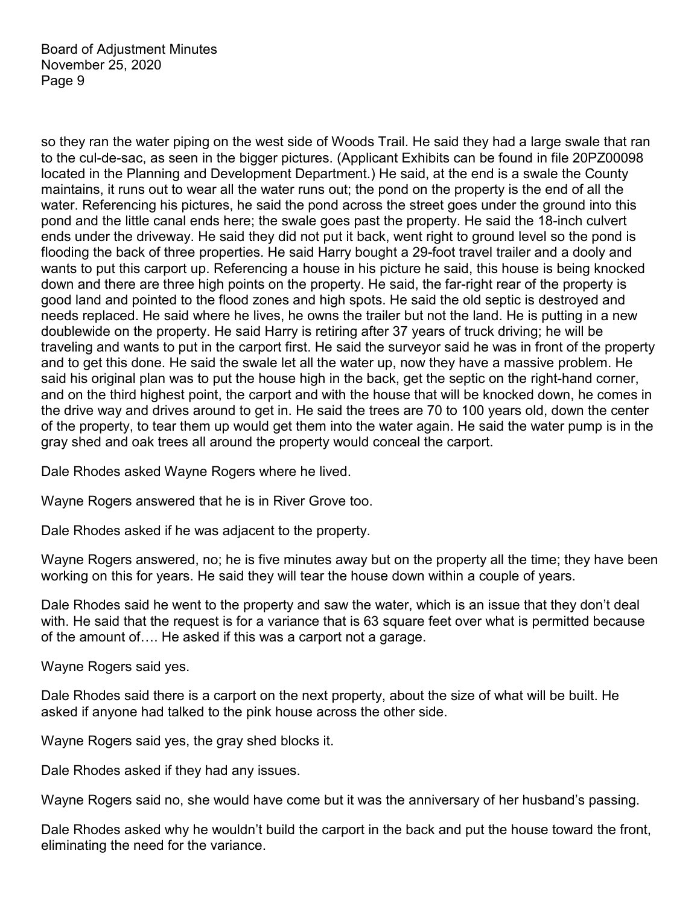so they ran the water piping on the west side of Woods Trail. He said they had a large swale that ran to the cul-de-sac, as seen in the bigger pictures. (Applicant Exhibits can be found in file 20PZ00098 located in the Planning and Development Department.) He said, at the end is a swale the County maintains, it runs out to wear all the water runs out; the pond on the property is the end of all the water. Referencing his pictures, he said the pond across the street goes under the ground into this pond and the little canal ends here; the swale goes past the property. He said the 18-inch culvert ends under the driveway. He said they did not put it back, went right to ground level so the pond is flooding the back of three properties. He said Harry bought a 29-foot travel trailer and a dooly and wants to put this carport up. Referencing a house in his picture he said, this house is being knocked down and there are three high points on the property. He said, the far-right rear of the property is good land and pointed to the flood zones and high spots. He said the old septic is destroyed and needs replaced. He said where he lives, he owns the trailer but not the land. He is putting in a new doublewide on the property. He said Harry is retiring after 37 years of truck driving; he will be traveling and wants to put in the carport first. He said the surveyor said he was in front of the property and to get this done. He said the swale let all the water up, now they have a massive problem. He said his original plan was to put the house high in the back, get the septic on the right-hand corner, and on the third highest point, the carport and with the house that will be knocked down, he comes in the drive way and drives around to get in. He said the trees are 70 to 100 years old, down the center of the property, to tear them up would get them into the water again. He said the water pump is in the gray shed and oak trees all around the property would conceal the carport.

Dale Rhodes asked Wayne Rogers where he lived.

Wayne Rogers answered that he is in River Grove too.

Dale Rhodes asked if he was adjacent to the property.

Wayne Rogers answered, no; he is five minutes away but on the property all the time; they have been working on this for years. He said they will tear the house down within a couple of years.

Dale Rhodes said he went to the property and saw the water, which is an issue that they don't deal with. He said that the request is for a variance that is 63 square feet over what is permitted because of the amount of…. He asked if this was a carport not a garage.

Wayne Rogers said yes.

Dale Rhodes said there is a carport on the next property, about the size of what will be built. He asked if anyone had talked to the pink house across the other side.

Wayne Rogers said yes, the gray shed blocks it.

Dale Rhodes asked if they had any issues.

Wayne Rogers said no, she would have come but it was the anniversary of her husband's passing.

Dale Rhodes asked why he wouldn't build the carport in the back and put the house toward the front, eliminating the need for the variance.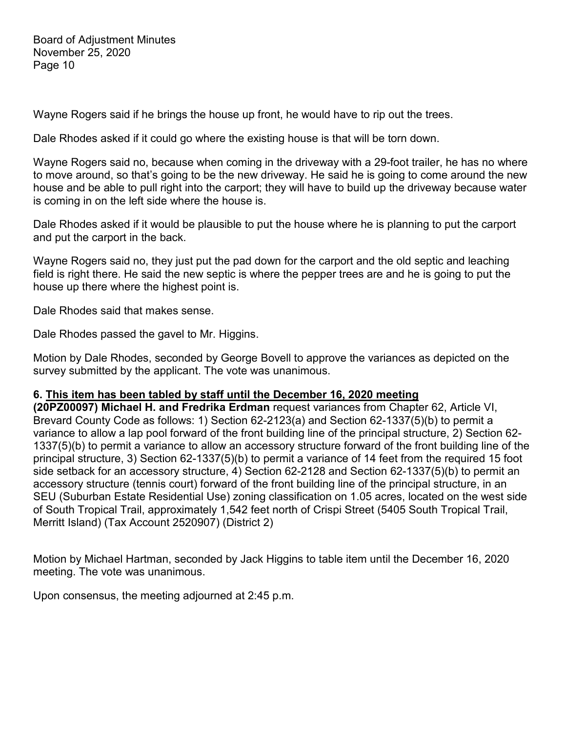Wayne Rogers said if he brings the house up front, he would have to rip out the trees.

Dale Rhodes asked if it could go where the existing house is that will be torn down.

Wayne Rogers said no, because when coming in the driveway with a 29-foot trailer, he has no where to move around, so that's going to be the new driveway. He said he is going to come around the new house and be able to pull right into the carport; they will have to build up the driveway because water is coming in on the left side where the house is.

Dale Rhodes asked if it would be plausible to put the house where he is planning to put the carport and put the carport in the back.

Wayne Rogers said no, they just put the pad down for the carport and the old septic and leaching field is right there. He said the new septic is where the pepper trees are and he is going to put the house up there where the highest point is.

Dale Rhodes said that makes sense.

Dale Rhodes passed the gavel to Mr. Higgins.

Motion by Dale Rhodes, seconded by George Bovell to approve the variances as depicted on the survey submitted by the applicant. The vote was unanimous.

**6. <u>This item has been tabled by staff until the December 16, 2020 meeting</u>**
**(20PZ00097) Michael H. and Fredrika Erdman** request variances from Chapter 62, Article VI, Brevard County Code as follows: 1) Section 62-2123(a) and Section 62-1337(5)(b) to permit a variance to allow a lap pool forward of the front building line of the principal structure, 2) Section 62-1337(5)(b) to permit a variance to allow an accessory structure forward of the front building line of the principal structure, 3) Section 62-1337(5)(b) to permit a variance of 14 feet from the required 15 foot side setback for an accessory structure, 4) Section 62-2128 and Section 62-1337(5)(b) to permit an accessory structure (tennis court) forward of the front building line of the principal structure, in an SEU (Suburban Estate Residential Use) zoning classification on 1.05 acres, located on the west side of South Tropical Trail, approximately 1,542 feet north of Crispi Street (5405 South Tropical Trail, Merritt Island) (Tax Account 2520907) (District 2)

Motion by Michael Hartman, seconded by Jack Higgins to table item until the December 16, 2020 meeting. The vote was unanimous.

Upon consensus, the meeting adjourned at 2:45 p.m.